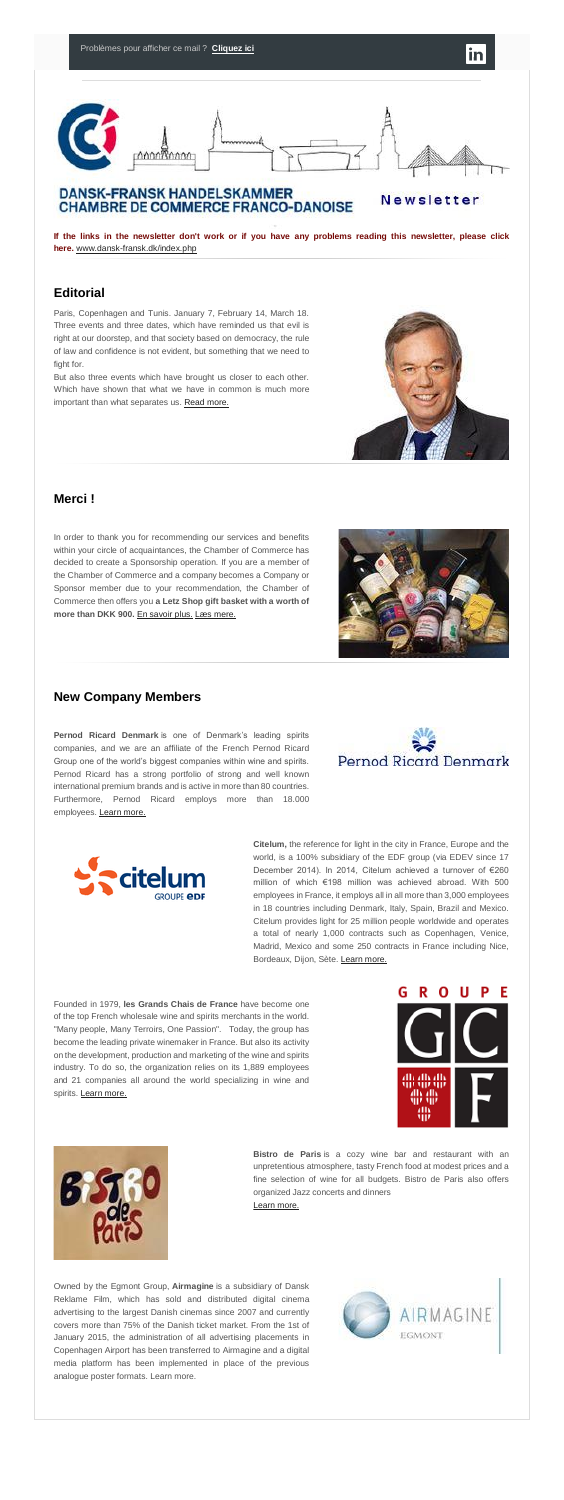Problèmes pour afficher ce mail ? **Cliquez ici**

**DANSK-FRANSK HANDELSKAMMER**
**CHAMBRE DE COMMERCE FRANCO-DANOISE**

Newsletter

**If the links in the newsletter don't work or if you have any problems reading this newsletter, please click here.** www.dansk-fransk.dk/index.php

## Editorial

Paris, Copenhagen and Tunis. January 7, February 14, March 18. Three events and three dates, which have reminded us that evil is right at our doorstep, and that society based on democracy, the rule of law and confidence is not evident, but something that we need to fight for.

But also three events which have brought us closer to each other. Which have shown that what we have in common is much more important than what separates us. Read more.

## Merci !

In order to thank you for recommending our services and benefits within your circle of acquaintances, the Chamber of Commerce has decided to create a Sponsorship operation. If you are a member of the Chamber of Commerce and a company becomes a Company or Sponsor member due to your recommendation, the Chamber of Commerce then offers you **a Letz Shop gift basket with a worth of more than DKK 900.** En savoir plus. Læs mere.

## New Company Members

**Pernod Ricard Denmark** is one of Denmark's leading spirits companies, and we are an affiliate of the French Pernod Ricard Group one of the world's biggest companies within wine and spirits. Pernod Ricard has a strong portfolio of strong and well known international premium brands and is active in more than 80 countries. Furthermore, Pernod Ricard employs more than 18.000 employees. Learn more.

**Citelum,** the reference for light in the city in France, Europe and the world, is a 100% subsidiary of the EDF group (via EDEV since 17 December 2014). In 2014, Citelum achieved a turnover of €260 million of which €198 million was achieved abroad. With 500 employees in France, it employs all in all more than 3,000 employees in 18 countries including Denmark, Italy, Spain, Brazil and Mexico. Citelum provides light for 25 million people worldwide and operates a total of nearly 1,000 contracts such as Copenhagen, Venice, Madrid, Mexico and some 250 contracts in France including Nice, Bordeaux, Dijon, Sète. Learn more.

Founded in 1979, **les Grands Chais de France** have become one of the top French wholesale wine and spirits merchants in the world. "Many people, Many Terroirs, One Passion". Today, the group has become the leading private winemaker in France. But also its activity on the development, production and marketing of the wine and spirits industry. To do so, the organization relies on its 1,889 employees and 21 companies all around the world specializing in wine and spirits. Learn more.

**Bistro de Paris** is a cozy wine bar and restaurant with an unpretentious atmosphere, tasty French food at modest prices and a fine selection of wine for all budgets. Bistro de Paris also offers organized Jazz concerts and dinners
Learn more.

Owned by the Egmont Group, **Airmagine** is a subsidiary of Dansk Reklame Film, which has sold and distributed digital cinema advertising to the largest Danish cinemas since 2007 and currently covers more than 75% of the Danish ticket market. From the 1st of January 2015, the administration of all advertising placements in Copenhagen Airport has been transferred to Airmagine and a digital media platform has been implemented in place of the previous analogue poster formats. Learn more.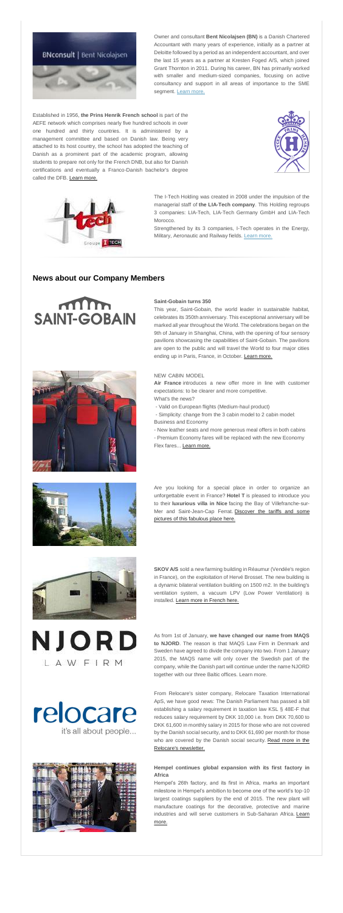Owner and consultant **Bent Nicolajsen (BN)** is a Danish Chartered Accountant with many years of experience, initially as a partner at Deloitte followed by a period as an independent accountant, and over the last 15 years as a partner at Kresten Foged A/S, which joined Grant Thornton in 2011. During his career, BN has primarily worked with smaller and medium-sized companies, focusing on active consultancy and support in all areas of importance to the SME segment. Learn more.

Established in 1956, **the Prins Henrik French school** is part of the AEFE network which comprises nearly five hundred schools in over one hundred and thirty countries. It is administered by a management committee and based on Danish law. Being very attached to its host country, the school has adopted the teaching of Danish as a prominent part of the academic program, allowing students to prepare not only for the French DNB, but also for Danish certifications and eventually a Franco-Danish bachelor's degree called the DFB. Learn more.

The I-Tech Holding was created in 2008 under the impulsion of the managerial staff of **the LIA-Tech company**. This Holding regroups 3 companies: LIA-Tech, LIA-Tech Germany GmbH and LIA-Tech Morocco.

Strengthened by its 3 companies, I-Tech operates in the Energy, Military, Aeronautic and Railway fields. Learn more.

## News about our Company Members

**Saint-Gobain turns 350**

This year, Saint-Gobain, the world leader in sustainable habitat, celebrates its 350th anniversary. This exceptional anniversary will be marked all year throughout the World. The celebrations began on the 9th of January in Shanghai, China, with the opening of four sensory pavilions showcasing the capabilities of Saint-Gobain. The pavilions are open to the public and will travel the World to four major cities ending up in Paris, France, in October. Learn more.

NEW CABIN MODEL

**Air France** introduces a new offer more in line with customer expectations: to be clearer and more competitive.

What's the news?

- Valid on European flights (Medium-haul product)
- Simplicity: change from the 3 cabin model to 2 cabin model: Business and Economy
- New leather seats and more generous meal offers in both cabins
- Premium Economy fares will be replaced with the new Economy Flex fares... Learn more.

Are you looking for a special place in order to organize an unforgettable event in France? **Hotel T** is pleased to introduce you to their **luxurious villa in Nice** facing the Bay of Villefranche-sur-Mer and Saint-Jean-Cap Ferrat. Discover the tariffs and some pictures of this fabulous place here.

**SKOV A/S** sold a new farming building in Réaumur (Vendée's region in France), on the exploitation of Hervé Brosset. The new building is a dynamic bilateral ventilation building on 1500 m2. In the building's ventilation system, a vacuum LPV (Low Power Ventilation) is installed. Learn more in French here.

As from 1st of January, **we have changed our name from MAQS to NJORD**. The reason is that MAQS Law Firm in Denmark and Sweden have agreed to divide the company into two. From 1 January 2015, the MAQS name will only cover the Swedish part of the company, while the Danish part will continue under the name NJORD together with our three Baltic offices. Learn more.

From Relocare's sister company, Relocare Taxation International ApS, we have good news: The Danish Parliament has passed a bill establishing a salary requirement in taxation law KSL § 48E-F that reduces salary requirement by DKK 10,000 i.e. from DKK 70,600 to DKK 61,600 in monthly salary in 2015 for those who are not covered by the Danish social security, and to DKK 61,690 per month for those who are covered by the Danish social security. Read more in the Relocare's newsletter.

**Hempel continues global expansion with its first factory in Africa**

Hempel's 26th factory, and its first in Africa, marks an important milestone in Hempel's ambition to become one of the world's top-10 largest coatings suppliers by the end of 2015. The new plant will manufacture coatings for the decorative, protective and marine industries and will serve customers in Sub-Saharan Africa. Learn more.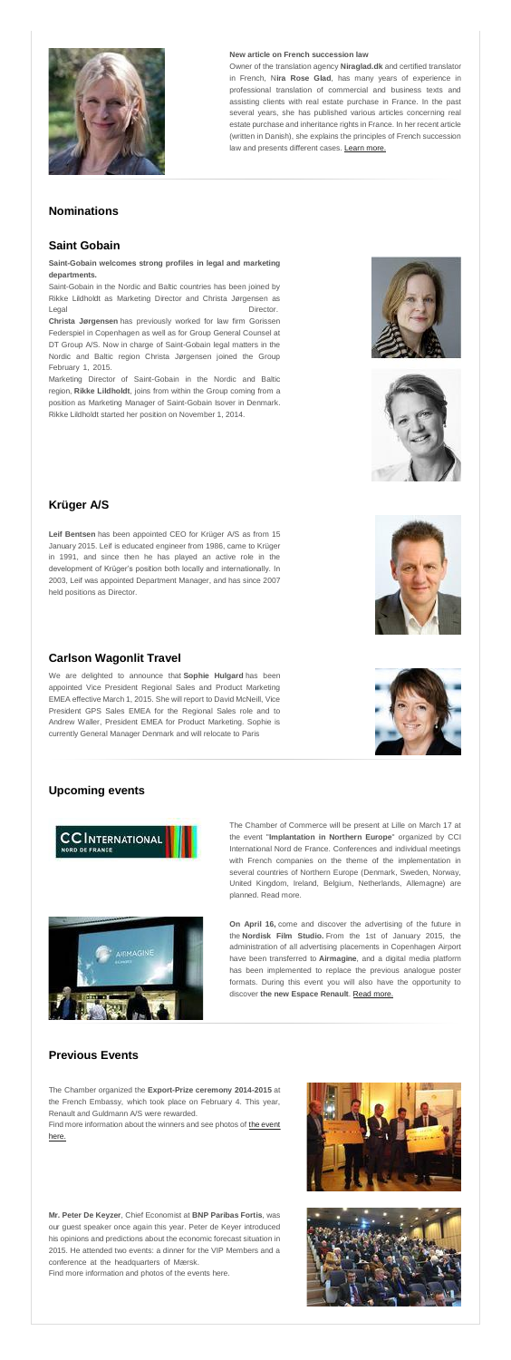**New article on French succession law**

Owner of the translation agency **Niraglad.dk** and certified translator in French, N**ira Rose Glad**, has many years of experience in professional translation of commercial and business texts and assisting clients with real estate purchase in France. In the past several years, she has published various articles concerning real estate purchase and inheritance rights in France. In her recent article (written in Danish), she explains the principles of French succession law and presents different cases. Learn more.

## Nominations

### Saint Gobain

**Saint-Gobain welcomes strong profiles in legal and marketing departments.**

Saint-Gobain in the Nordic and Baltic countries has been joined by Rikke Lildholdt as Marketing Director and Christa Jørgensen as Legal Director.

**Christa Jørgensen** has previously worked for law firm Gorissen Federspiel in Copenhagen as well as for Group General Counsel at DT Group A/S. Now in charge of Saint-Gobain legal matters in the Nordic and Baltic region Christa Jørgensen joined the Group February 1, 2015.

Marketing Director of Saint-Gobain in the Nordic and Baltic region, **Rikke Lildholdt**, joins from within the Group coming from a position as Marketing Manager of Saint-Gobain Isover in Denmark. Rikke Lildholdt started her position on November 1, 2014.

### Krüger A/S

**Leif Bentsen** has been appointed CEO for Krüger A/S as from 15 January 2015. Leif is educated engineer from 1986, came to Krüger in 1991, and since then he has played an active role in the development of Krüger's position both locally and internationally. In 2003, Leif was appointed Department Manager, and has since 2007 held positions as Director.

### Carlson Wagonlit Travel

We are delighted to announce that **Sophie Hulgard** has been appointed Vice President Regional Sales and Product Marketing EMEA effective March 1, 2015. She will report to David McNeill, Vice President GPS Sales EMEA for the Regional Sales role and to Andrew Waller, President EMEA for Product Marketing. Sophie is currently General Manager Denmark and will relocate to Paris

## Upcoming events

The Chamber of Commerce will be present at Lille on March 17 at the event "**Implantation in Northern Europe**" organized by CCI International Nord de France. Conferences and individual meetings with French companies on the theme of the implementation in several countries of Northern Europe (Denmark, Sweden, Norway, United Kingdom, Ireland, Belgium, Netherlands, Allemagne) are planned. Read more.

**On April 16,** come and discover the advertising of the future in the **Nordisk Film Studio.** From the 1st of January 2015, the administration of all advertising placements in Copenhagen Airport have been transferred to **Airmagine**, and a digital media platform has been implemented to replace the previous analogue poster formats. During this event you will also have the opportunity to discover **the new Espace Renault**. Read more.

## Previous Events

The Chamber organized the **Export-Prize ceremony 2014-2015** at the French Embassy, which took place on February 4. This year, Renault and Guldmann A/S were rewarded.

Find more information about the winners and see photos of the event here.

**Mr. Peter De Keyzer**, Chief Economist at **BNP Paribas Fortis**, was our guest speaker once again this year. Peter de Keyer introduced his opinions and predictions about the economic forecast situation in 2015. He attended two events: a dinner for the VIP Members and a conference at the headquarters of Mærsk.

Find more information and photos of the events here.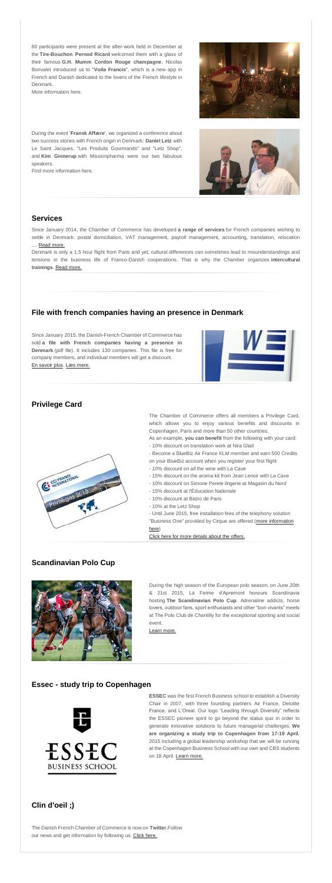60 participants were present at the after-work held in December at the **Tire-Bouchon**. **Pernod Ricard** welcomed them with a glass of their famous **G.H. Mumm Cordon Rouge champagne**. Nicolas Bonvalet introduced us to "**Voila Francis**", which is a new app in French and Danish dedicated to the lovers of the French lifestyle in Denmark.
More information here.

During the event '**Fransk Affære**', we organized a conference about two success stories with French origin in Denmark: **Daniel Letz** with Le Saint Jacques, "Les Produits Gourmands" and "Letz Shop", and **Kim Ginnerup** with Missionpharma were our two fabulous speakers.
Find more information here.

## Services

Since January 2014, the Chamber of Commerce has developed **a range of services** for French companies wishing to settle in Denmark: postal domiciliation, VAT management, payroll management, accounting, translation, relocation .... Read more.

Denmark is only a 1,5 hour flight from Paris and yet, cultural differences can sometimes lead to misunderstandings and tensions in the business life of Franco-Danish cooperations. That is why the Chamber organizes **intercultural trainings**. Read more.

## File with french companies having an presence in Denmark

Since January 2015, the Danish-French Chamber of Commerce has sold **a file with French companies having a presence in Denmark** (pdf file). It includes 130 companies. This file is free for company members, and individual members will get a discount.
En savoir plus. Læs mere.

## Privilege Card

The Chamber of Commerce offers all members a Privilege Card, which allows you to enjoy various benefits and discounts in Copenhagen, Paris and more than 50 other countries.
As an example, **you can benefit** from the following with your card:

- 10% discount on translation work at Nira Glad
- Become a BlueBiz Air France KLM member and earn 500 Credits on your BlueBiz account when you register your first flight
- 10% discount on all the wine with La Cave
- 15% discount on the aroma kit from Jean Lenoir with La Cave
- 10% discount on Simone Perele lingerie at Magasin du Nord
- 15% discount at l'Éducation Nationale
- 10% discount at Bistro de Paris
- 10% at the Letz Shop
- Until June 2015, free installation fees of the telephony solution "Business One" provided by Cirque are offered (more information here)

Click here for more details about the offers.

## Scandinavian Polo Cup

During the high season of the European polo season, on June 20th & 21st 2015, La Ferme d'Apremont honours Scandinavia hosting **The Scandinavian Polo Cup**. Adrenaline addicts, horse lovers, outdoor fans, sport enthusiasts and other "bon vivants" meets at The Polo Club de Chantilly for the exceptional sporting and social event.
Learn more.

## Essec - study trip to Copenhagen

**ESSEC** was the first French Business school to establish a Diversity Chair in 2007, with three founding partners Air France, Deloitte France, and L'Oreal. Our logo "Leading through Diversity" reflects the ESSEC pioneer spirit to go beyond the status quo in order to generate innovative solutions to future managerial challenges. **We are organizing a study trip to Copenhagen from 17-19 April**, 2015 including a global leadership workshop that we will be running at the Copenhagen Business School with our own and CBS students on 18 April. Learn more.

## Clin d'oeil ;)

The Danish French Chamber of Commerce is now on **Twitter.** Follow our news and get information by following us. Click here.